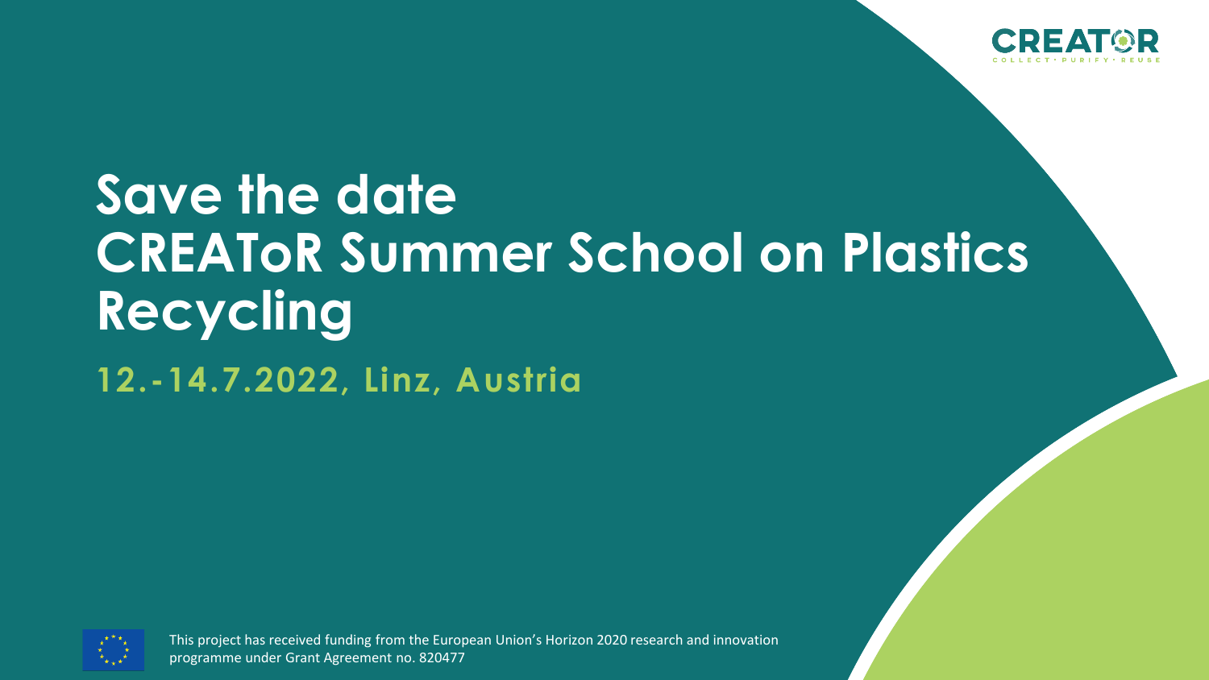CREATOR

COLLECT • PURIFY • REUSE

# Save the date
# CREAToR Summer School on Plastics Recycling

## 12.-14.7.2022, Linz, Austria

This project has received funding from the European Union's Horizon 2020 research and innovation programme under Grant Agreement no. 820477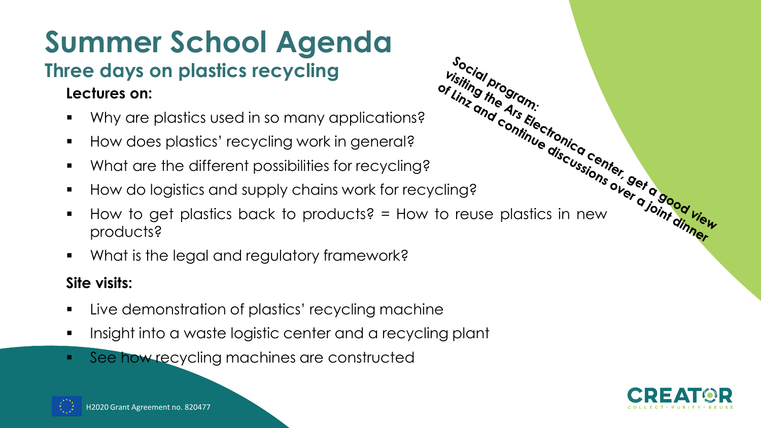# Summer School Agenda

## Three days on plastics recycling

**Lectures on:**

- Why are plastics used in so many applications?
- How does plastics' recycling work in general?
- What are the different possibilities for recycling?
- How do logistics and supply chains work for recycling?
- How to get plastics back to products? = How to reuse plastics in new products?
- What is the legal and regulatory framework?

**Site visits:**

- Live demonstration of plastics' recycling machine
- Insight into a waste logistic center and a recycling plant
- See how recycling machines are constructed

***Social program: visiting the Ars Electronica center, get a good view of Linz and continue discussions over a joint dinner***

H2020 Grant Agreement no. 820477

CREATOR
COLLECT · PURIFY · REUSE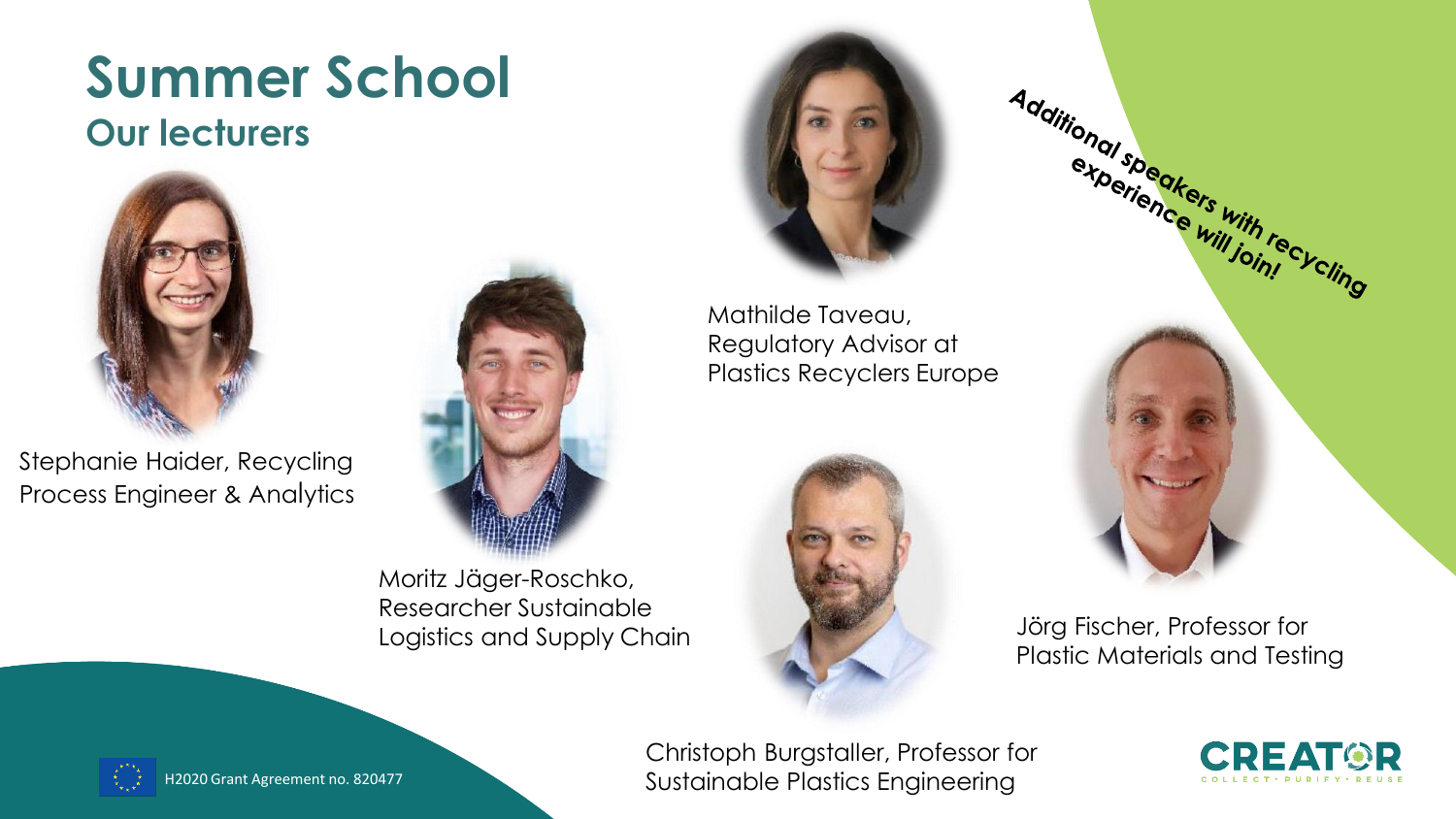# Summer School

## Our lecturers

Stephanie Haider, Recycling Process Engineer & Analytics

Moritz Jäger-Roschko, Researcher Sustainable Logistics and Supply Chain

Mathilde Taveau, Regulatory Advisor at Plastics Recyclers Europe

**Additional speakers with recycling experience will join!**

Jörg Fischer, Professor for Plastic Materials and Testing

Christoph Burgstaller, Professor for Sustainable Plastics Engineering

H2020 Grant Agreement no. 820477

CREATOR
COLLECT • PURIFY • REUSE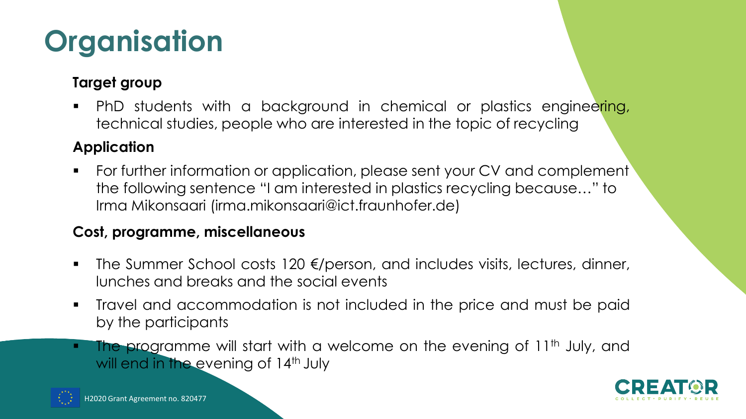# Organisation

### Target group

- PhD students with a background in chemical or plastics engineering, technical studies, people who are interested in the topic of recycling

### Application

- For further information or application, please sent your CV and complement the following sentence "I am interested in plastics recycling because…" to Irma Mikonsaari (irma.mikonsaari@ict.fraunhofer.de)

### Cost, programme, miscellaneous

- The Summer School costs 120 €/person, and includes visits, lectures, dinner, lunches and breaks and the social events
- Travel and accommodation is not included in the price and must be paid by the participants
- The programme will start with a welcome on the evening of 11th July, and will end in the evening of 14th July

H2020 Grant Agreement no. 820477

CREATOR
COLLECT · PURIFY · REUSE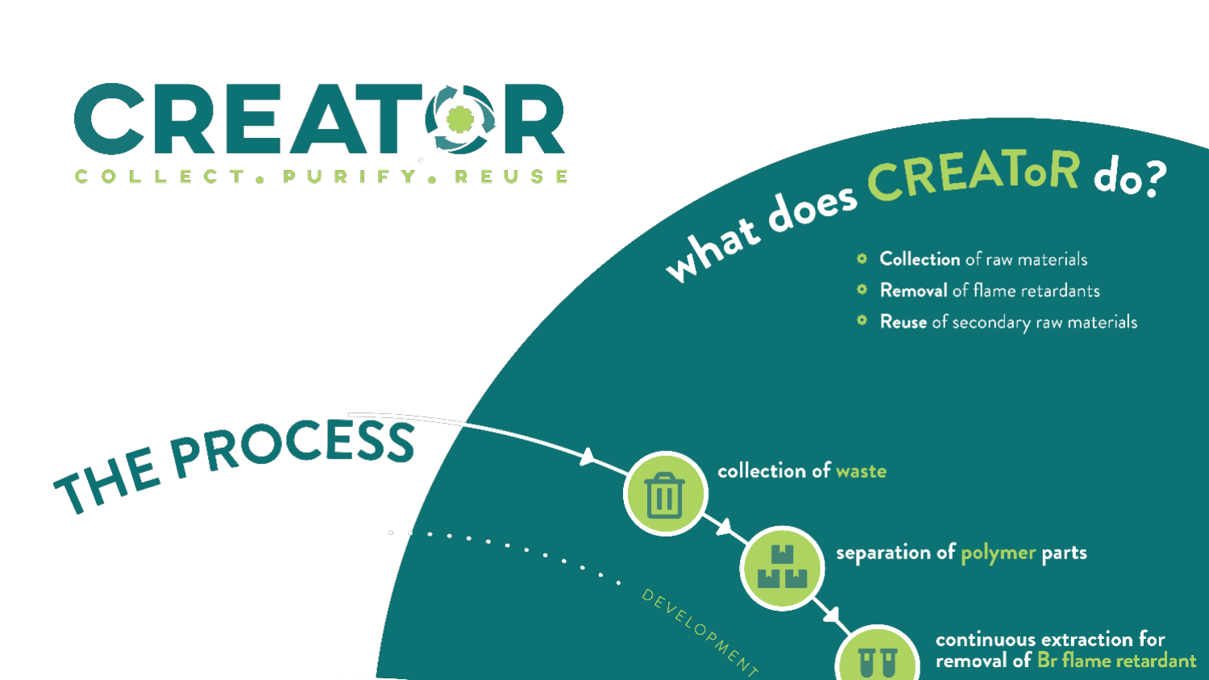# CREATOR

COLLECT • PURIFY • REUSE

## what does CREAToR do?

- **Collection** of raw materials
- **Removal** of flame retardants
- **Reuse** of secondary raw materials

## THE PROCESS

- collection of waste
- separation of polymer parts
- continuous extraction for removal of Br flame retardant

DEVELOPMENT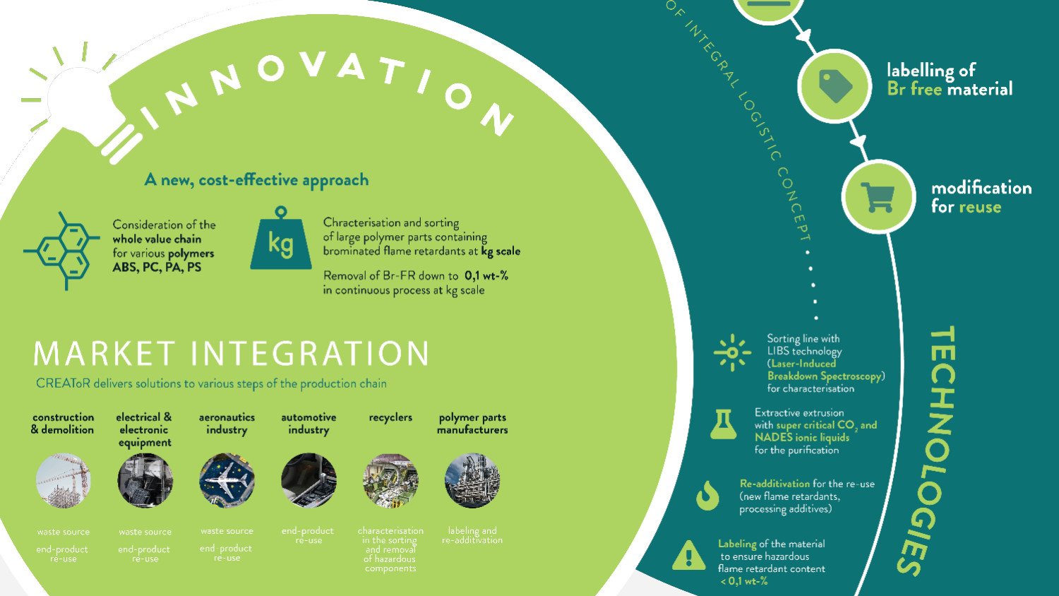# INNOVATION

## A new, cost-effective approach

Consideration of the **whole value chain** for various **polymers ABS, PC, PA, PS**

Chracterisation and sorting of large polymer parts containing brominated flame retardants at **kg scale**

Removal of Br-FR down to **0,1 wt-%** in continuous process at kg scale

# MARKET INTEGRATION

CREAToR delivers solutions to various steps of the production chain

| construction & demolition | electrical & electronic equipment | aeronautics industry | automotive industry | recyclers | polymer parts manufacturers |
|---|---|---|---|---|---|
| waste source<br>end-product re-use | waste source<br>end-product re-use | waste source<br>end-product re-use | end-product re-use | characterisation in the sorting and removal of hazardous components | labeling and re-additivation |

OF INTEGRAL LOGISTIC CONCEPT

- labelling of **Br free** material
- modification for **reuse**

# TECHNOLOGIES

- Sorting line with LIBS technology (**Laser-Induced Breakdown Spectroscopy**) for characterisation
- Extractive extrusion with **super critical $CO_2$ and NADES ionic liquids** for the purification
- **Re-additivation** for the re-use (new flame retardants, processing additives)
- **Labeling** of the material to ensure hazardous flame retardant content **< 0,1 wt-%**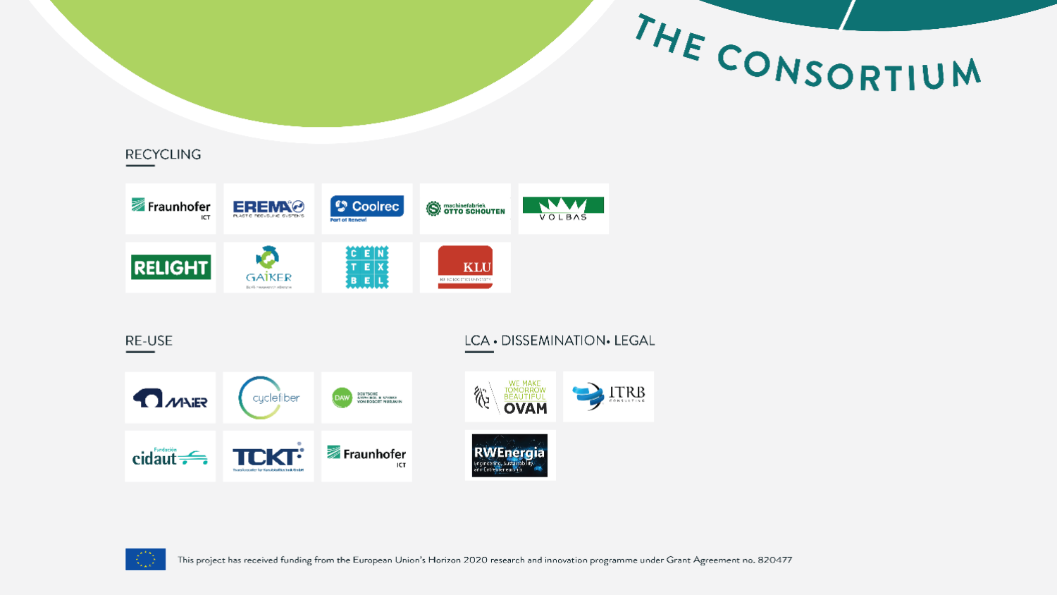# THE CONSORTIUM

## RECYCLING

Fraunhofer ICT
EREMA Plastic Recycling Systems
Coolrec Part of Renewi
machinefabriek Otto Schouten
VOLBAS
RELIGHT
GAIKER
CENTEXBEL
KLU

## RE-USE

MAIER
cyclefiber
DAW Deutsche Gesellschaft für Wiederverwendung von Robert Neumann
Fundación cidaut
TCKT
Fraunhofer ICT

## LCA • DISSEMINATION• LEGAL

OVAM We make tomorrow beautiful
ITRB Consulting
RWEnergia Engineering, Sustainability and Entrepreneurship

This project has received funding from the European Union's Horizon 2020 research and innovation programme under Grant Agreement no. 820477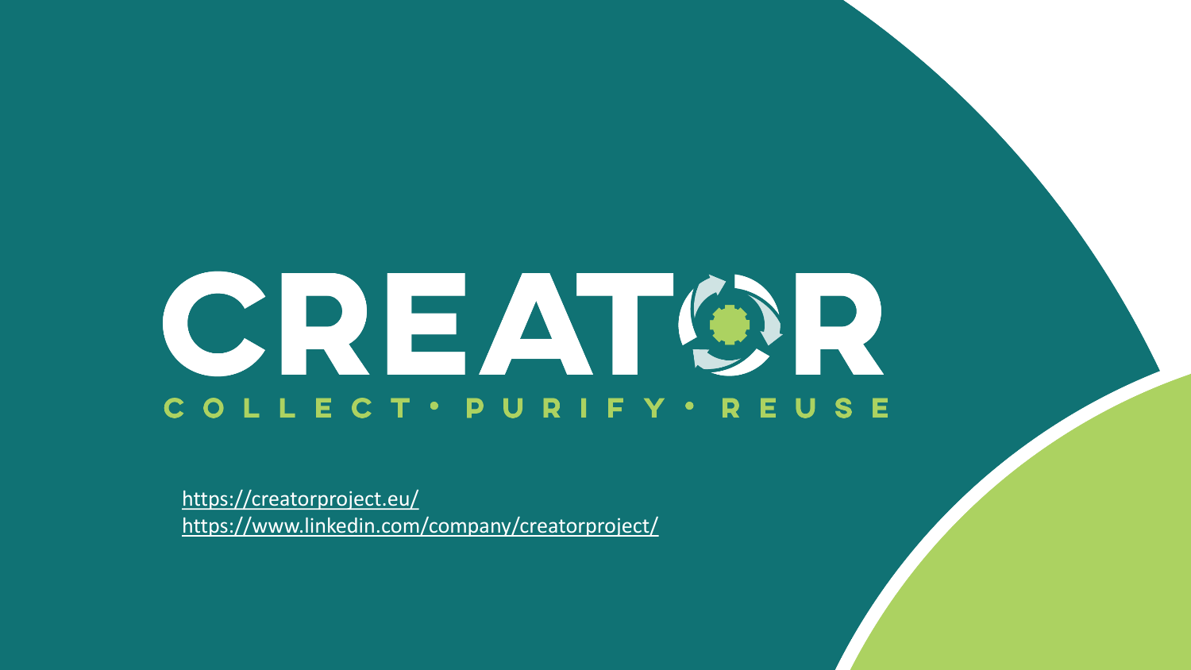# CREATOR

COLLECT • PURIFY • REUSE

https://creatorproject.eu/
https://www.linkedin.com/company/creatorproject/